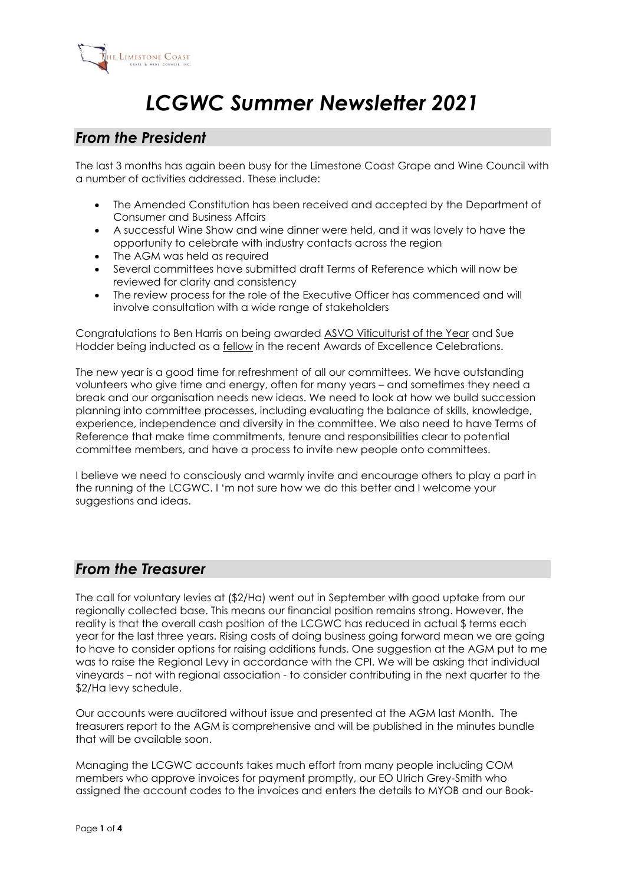# *LCGWC Summer Newsletter 2021*

## *From the President*

The last 3 months has again been busy for the Limestone Coast Grape and Wine Council with a number of activities addressed. These include:

- The Amended Constitution has been received and accepted by the Department of Consumer and Business Affairs
- A successful Wine Show and wine dinner were held, and it was lovely to have the opportunity to celebrate with industry contacts across the region
- The AGM was held as required
- Several committees have submitted draft Terms of Reference which will now be reviewed for clarity and consistency
- The review process for the role of the Executive Officer has commenced and will involve consultation with a wide range of stakeholders

Congratulations to Ben Harris on being awarded ASVO Viticulturist of the Year and Sue Hodder being inducted as a fellow in the recent Awards of Excellence Celebrations.

The new year is a good time for refreshment of all our committees. We have outstanding volunteers who give time and energy, often for many years – and sometimes they need a break and our organisation needs new ideas. We need to look at how we build succession planning into committee processes, including evaluating the balance of skills, knowledge, experience, independence and diversity in the committee. We also need to have Terms of Reference that make time commitments, tenure and responsibilities clear to potential committee members, and have a process to invite new people onto committees.

I believe we need to consciously and warmly invite and encourage others to play a part in the running of the LCGWC. I 'm not sure how we do this better and I welcome your suggestions and ideas.

## *From the Treasurer*

The call for voluntary levies at ($2/Ha) went out in September with good uptake from our regionally collected base. This means our financial position remains strong. However, the reality is that the overall cash position of the LCGWC has reduced in actual $ terms each year for the last three years. Rising costs of doing business going forward mean we are going to have to consider options for raising additions funds. One suggestion at the AGM put to me was to raise the Regional Levy in accordance with the CPI. We will be asking that individual vineyards – not with regional association - to consider contributing in the next quarter to the $2/Ha levy schedule.

Our accounts were auditored without issue and presented at the AGM last Month. The treasurers report to the AGM is comprehensive and will be published in the minutes bundle that will be available soon.

Managing the LCGWC accounts takes much effort from many people including COM members who approve invoices for payment promptly, our EO Ulrich Grey-Smith who assigned the account codes to the invoices and enters the details to MYOB and our Book-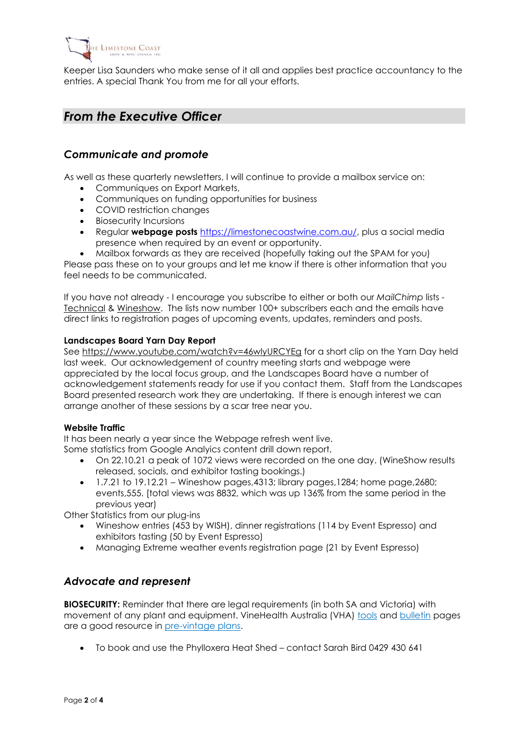Keeper Lisa Saunders who make sense of it all and applies best practice accountancy to the entries. A special Thank You from me for all your efforts.

## *From the Executive Officer*

### *Communicate and promote*

As well as these quarterly newsletters, I will continue to provide a mailbox service on:

- Communiques on Export Markets,
- Communiques on funding opportunities for business
- COVID restriction changes
- Biosecurity Incursions
- Regular **webpage posts** https://limestonecoastwine.com.au/, plus a social media presence when required by an event or opportunity.
- Mailbox forwards as they are received (hopefully taking out the SPAM for you)

Please pass these on to your groups and let me know if there is other information that you feel needs to be communicated.

If you have not already - I encourage you subscribe to either or both our *MailChimp* lists - Technical & Wineshow. The lists now number 100+ subscribers each and the emails have direct links to registration pages of upcoming events, updates, reminders and posts.

**Landscapes Board Yarn Day Report**

See https://www.youtube.com/watch?v=46wlyURCYEg for a short clip on the Yarn Day held last week. Our acknowledgement of country meeting starts and webpage were appreciated by the local focus group, and the Landscapes Board have a number of acknowledgement statements ready for use if you contact them. Staff from the Landscapes Board presented research work they are undertaking. If there is enough interest we can arrange another of these sessions by a scar tree near you.

**Website Traffic**

It has been nearly a year since the Webpage refresh went live.
Some statistics from Google Analytics content drill down report,

- On 22.10.21 a peak of 1072 views were recorded on the one day. (WineShow results released, socials, and exhibitor tasting bookings.)
- 1.7.21 to 19.12.21 – Wineshow pages,4313; library pages,1284; home page,2680; events,555. [total views was 8832, which was up 136% from the same period in the previous year)

Other Statistics from our plug-ins

- Wineshow entries (453 by WISH), dinner registrations (114 by Event Espresso) and exhibitors tasting (50 by Event Espresso)
- Managing Extreme weather events registration page (21 by Event Espresso)

### *Advocate and represent*

**BIOSECURITY:** Reminder that there are legal requirements (in both SA and Victoria) with movement of any plant and equipment. VineHealth Australia (VHA) tools and bulletin pages are a good resource in pre-vintage plans.

- To book and use the Phylloxera Heat Shed – contact Sarah Bird 0429 430 641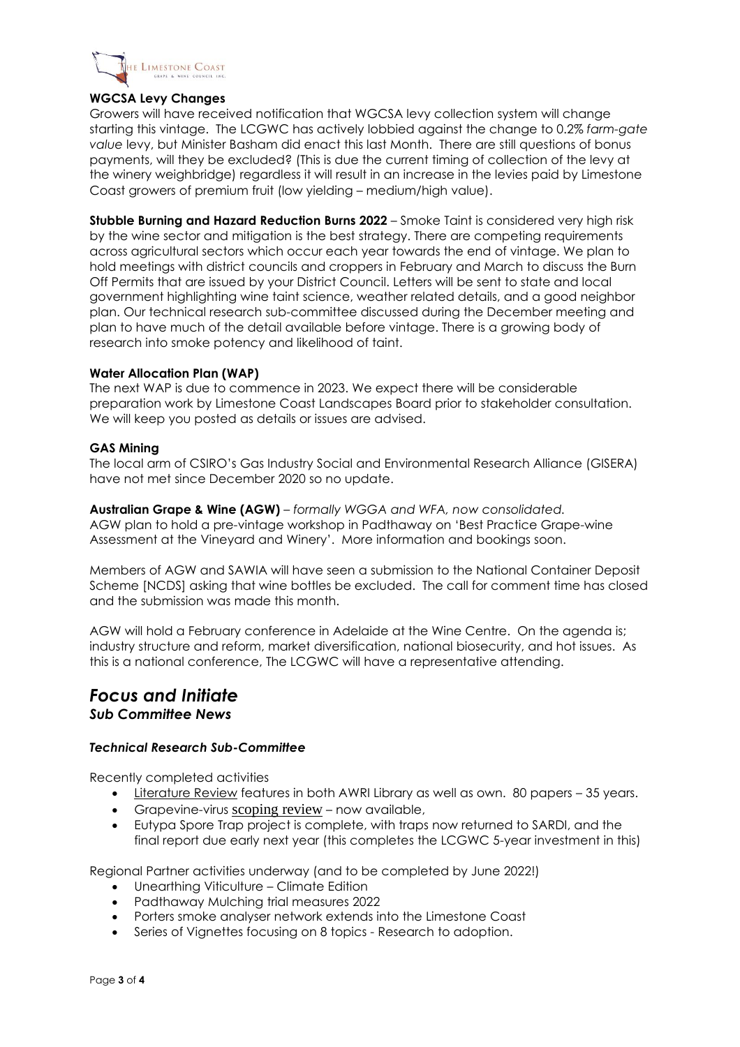**WGCSA Levy Changes**

Growers will have received notification that WGCSA levy collection system will change starting this vintage. The LCGWC has actively lobbied against the change to 0.2% *farm-gate value* levy, but Minister Basham did enact this last Month. There are still questions of bonus payments, will they be excluded? (This is due the current timing of collection of the levy at the winery weighbridge) regardless it will result in an increase in the levies paid by Limestone Coast growers of premium fruit (low yielding – medium/high value).

**Stubble Burning and Hazard Reduction Burns 2022** – Smoke Taint is considered very high risk by the wine sector and mitigation is the best strategy. There are competing requirements across agricultural sectors which occur each year towards the end of vintage. We plan to hold meetings with district councils and croppers in February and March to discuss the Burn Off Permits that are issued by your District Council. Letters will be sent to state and local government highlighting wine taint science, weather related details, and a good neighbor plan. Our technical research sub-committee discussed during the December meeting and plan to have much of the detail available before vintage. There is a growing body of research into smoke potency and likelihood of taint.

**Water Allocation Plan (WAP)**

The next WAP is due to commence in 2023. We expect there will be considerable preparation work by Limestone Coast Landscapes Board prior to stakeholder consultation. We will keep you posted as details or issues are advised.

**GAS Mining**

The local arm of CSIRO's Gas Industry Social and Environmental Research Alliance (GISERA) have not met since December 2020 so no update.

**Australian Grape & Wine (AGW)** – *formally WGGA and WFA, now consolidated.*

AGW plan to hold a pre-vintage workshop in Padthaway on 'Best Practice Grape-wine Assessment at the Vineyard and Winery'. More information and bookings soon.

Members of AGW and SAWIA will have seen a submission to the National Container Deposit Scheme [NCDS] asking that wine bottles be excluded. The call for comment time has closed and the submission was made this month.

AGW will hold a February conference in Adelaide at the Wine Centre. On the agenda is; industry structure and reform, market diversification, national biosecurity, and hot issues. As this is a national conference, The LCGWC will have a representative attending.

## *Focus and Initiate*

### *Sub Committee News*

#### *Technical Research Sub-Committee*

Recently completed activities

- Literature Review features in both AWRI Library as well as own. 80 papers – 35 years.
- Grapevine-virus scoping review – now available,
- Eutypa Spore Trap project is complete, with traps now returned to SARDI, and the final report due early next year (this completes the LCGWC 5-year investment in this)

Regional Partner activities underway (and to be completed by June 2022!)

- Unearthing Viticulture – Climate Edition
- Padthaway Mulching trial measures 2022
- Porters smoke analyser network extends into the Limestone Coast
- Series of Vignettes focusing on 8 topics - Research to adoption.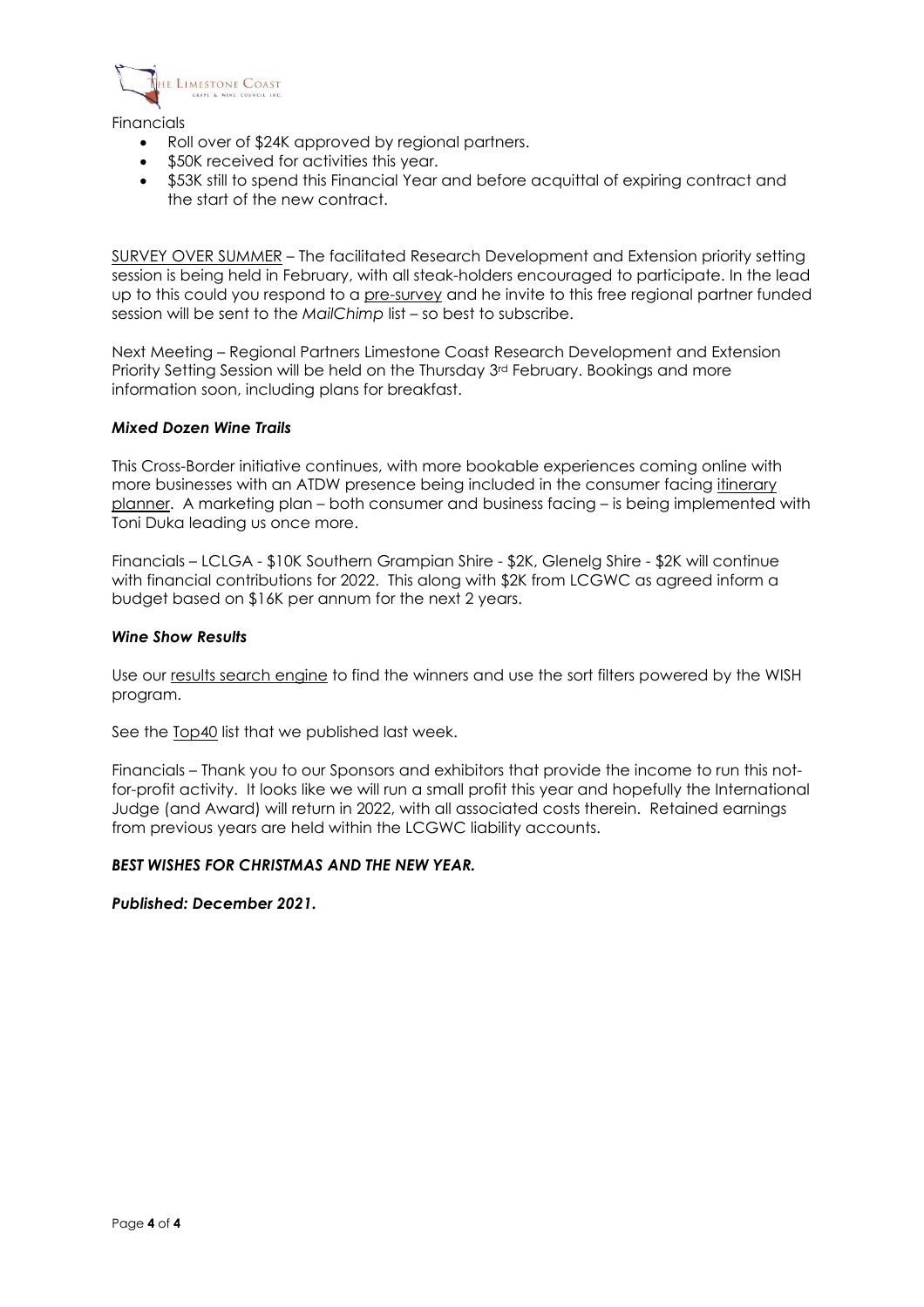Financials

- Roll over of $24K approved by regional partners.
- $50K received for activities this year.
- $53K still to spend this Financial Year and before acquittal of expiring contract and the start of the new contract.

SURVEY OVER SUMMER – The facilitated Research Development and Extension priority setting session is being held in February, with all steak-holders encouraged to participate. In the lead up to this could you respond to a pre-survey and he invite to this free regional partner funded session will be sent to the *MailChimp* list – so best to subscribe.

Next Meeting – Regional Partners Limestone Coast Research Development and Extension Priority Setting Session will be held on the Thursday 3rd February. Bookings and more information soon, including plans for breakfast.

### ***Mixed Dozen Wine Trails***

This Cross-Border initiative continues, with more bookable experiences coming online with more businesses with an ATDW presence being included in the consumer facing itinerary planner. A marketing plan – both consumer and business facing – is being implemented with Toni Duka leading us once more.

Financials – LCLGA - $10K Southern Grampian Shire - $2K, Glenelg Shire - $2K will continue with financial contributions for 2022. This along with $2K from LCGWC as agreed inform a budget based on $16K per annum for the next 2 years.

### ***Wine Show Results***

Use our results search engine to find the winners and use the sort filters powered by the WISH program.

See the Top40 list that we published last week.

Financials – Thank you to our Sponsors and exhibitors that provide the income to run this not-for-profit activity. It looks like we will run a small profit this year and hopefully the International Judge (and Award) will return in 2022, with all associated costs therein. Retained earnings from previous years are held within the LCGWC liability accounts.

***BEST WISHES FOR CHRISTMAS AND THE NEW YEAR.***

***Published: December 2021.***